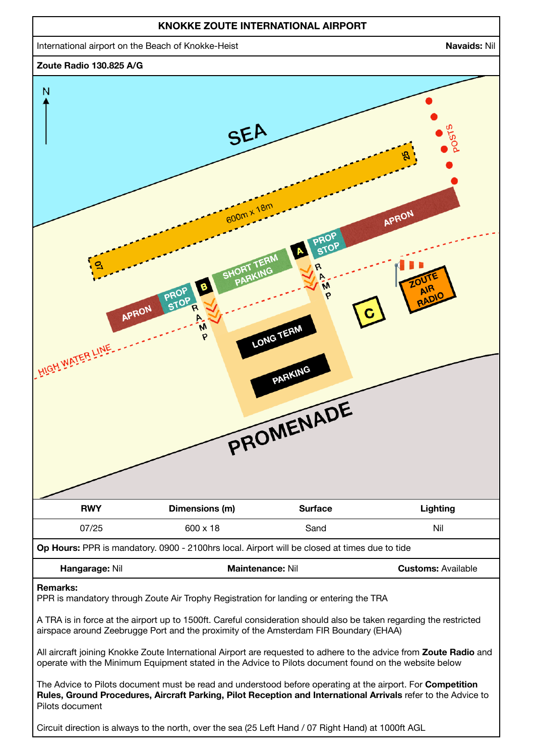# KNOKKE ZOUTE INTERNATIONAL AIRPORT

International airport on the Beach of Knokke-Heist **Navaids:** Nil

**Zoute Radio 130.825 A/G**

| RWY | Dimensions (m) | Surface | Lighting |
|---|---|---|---|
| 07/25 | 600 x 18 | Sand | Nil |

**Op Hours:** PPR is mandatory. 0900 - 2100hrs local. Airport will be closed at times due to tide

**Hangarage:** Nil **Maintenance:** Nil **Customs:** Available

**Remarks:**

PPR is mandatory through Zoute Air Trophy Registration for landing or entering the TRA

A TRA is in force at the airport up to 1500ft. Careful consideration should also be taken regarding the restricted airspace around Zeebrugge Port and the proximity of the Amsterdam FIR Boundary (EHAA)

All aircraft joining Knokke Zoute International Airport are requested to adhere to the advice from **Zoute Radio** and operate with the Minimum Equipment stated in the Advice to Pilots document found on the website below

The Advice to Pilots document must be read and understood before operating at the airport. For **Competition Rules, Ground Procedures, Aircraft Parking, Pilot Reception and International Arrivals** refer to the Advice to Pilots document

Circuit direction is always to the north, over the sea (25 Left Hand / 07 Right Hand) at 1000ft AGL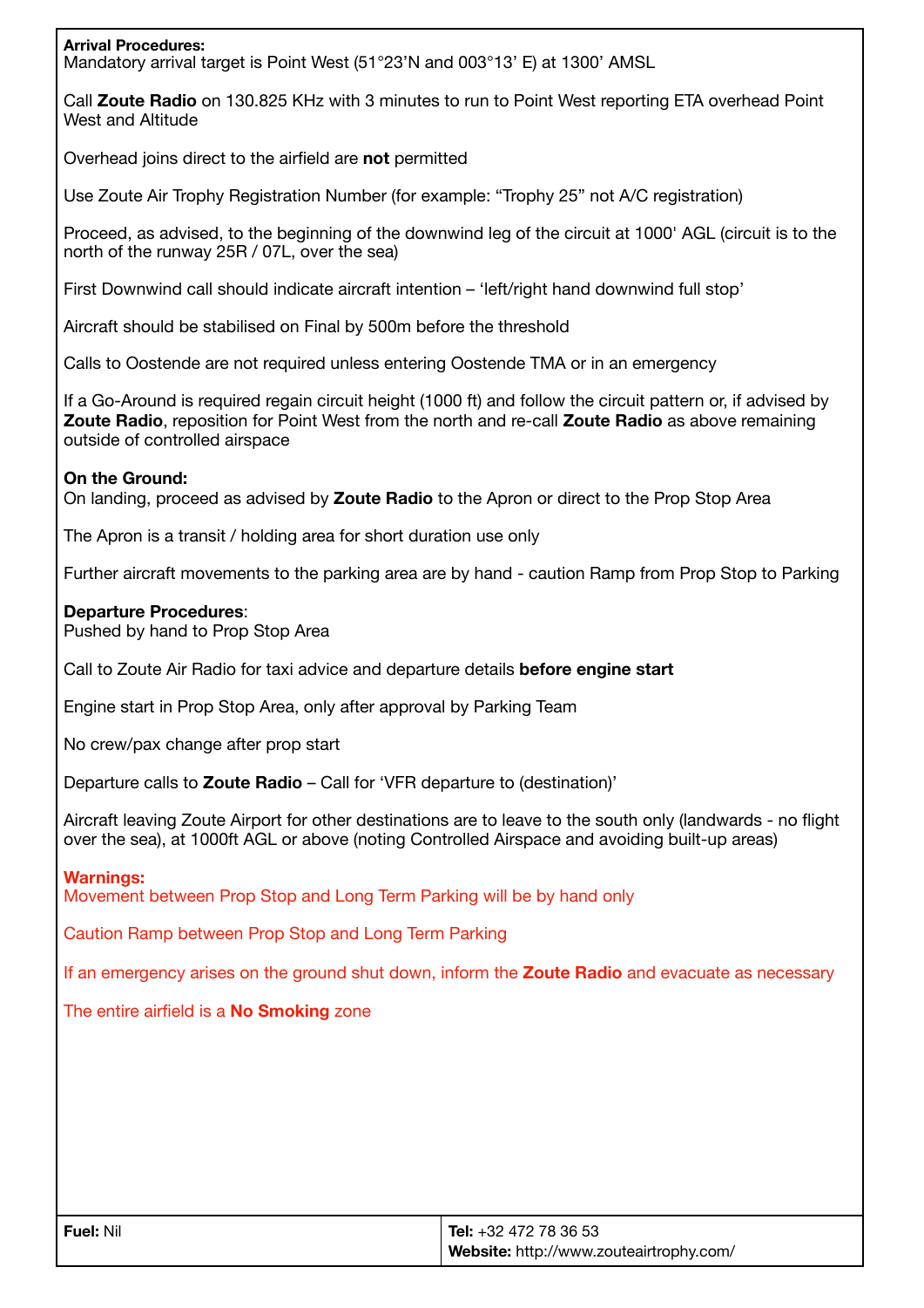**Arrival Procedures:**
Mandatory arrival target is Point West (51°23’N and 003°13’ E) at 1300’ AMSL

Call **Zoute Radio** on 130.825 KHz with 3 minutes to run to Point West reporting ETA overhead Point West and Altitude

Overhead joins direct to the airfield are **not** permitted

Use Zoute Air Trophy Registration Number (for example: “Trophy 25” not A/C registration)

Proceed, as advised, to the beginning of the downwind leg of the circuit at 1000' AGL (circuit is to the north of the runway 25R / 07L, over the sea)

First Downwind call should indicate aircraft intention – ‘left/right hand downwind full stop’

Aircraft should be stabilised on Final by 500m before the threshold

Calls to Oostende are not required unless entering Oostende TMA or in an emergency

If a Go-Around is required regain circuit height (1000 ft) and follow the circuit pattern or, if advised by **Zoute Radio**, reposition for Point West from the north and re-call **Zoute Radio** as above remaining outside of controlled airspace

**On the Ground:**
On landing, proceed as advised by **Zoute Radio** to the Apron or direct to the Prop Stop Area

The Apron is a transit / holding area for short duration use only

Further aircraft movements to the parking area are by hand - caution Ramp from Prop Stop to Parking

**Departure Procedures**:
Pushed by hand to Prop Stop Area

Call to Zoute Air Radio for taxi advice and departure details **before engine start**

Engine start in Prop Stop Area, only after approval by Parking Team

No crew/pax change after prop start

Departure calls to **Zoute Radio** – Call for ‘VFR departure to (destination)’

Aircraft leaving Zoute Airport for other destinations are to leave to the south only (landwards - no flight over the sea), at 1000ft AGL or above (noting Controlled Airspace and avoiding built-up areas)

**Warnings:**
Movement between Prop Stop and Long Term Parking will be by hand only

Caution Ramp between Prop Stop and Long Term Parking

If an emergency arises on the ground shut down, inform the **Zoute Radio** and evacuate as necessary

The entire airfield is a **No Smoking** zone

| | |
|---|---|
| **Fuel:** Nil | **Tel:** +32 472 78 36 53<br>**Website:** http://www.zouteairtrophy.com/ |